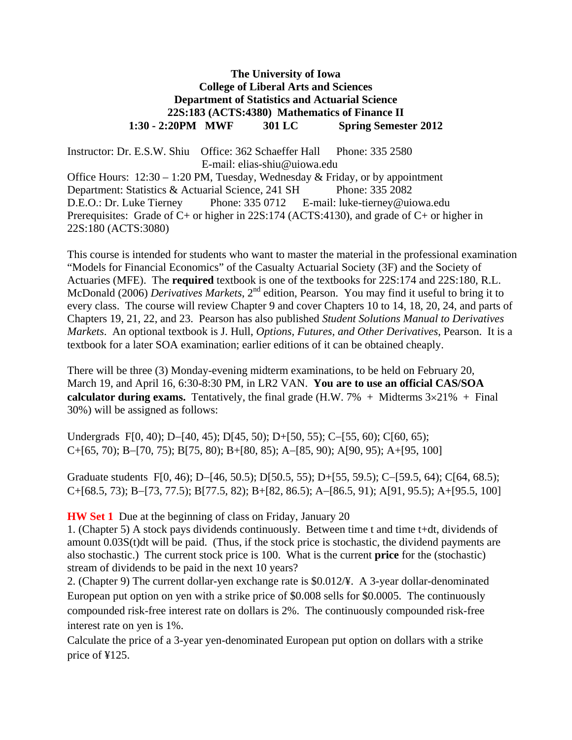**The University of Iowa**
**College of Liberal Arts and Sciences**
**Department of Statistics and Actuarial Science**
**22S:183 (ACTS:4380) Mathematics of Finance II**
**1:30 - 2:20PM MWF 301 LC Spring Semester 2012**

Instructor: Dr. E.S.W. Shiu Office: 362 Schaeffer Hall Phone: 335 2580
E-mail: elias-shiu@uiowa.edu
Office Hours: 12:30 – 1:20 PM, Tuesday, Wednesday & Friday, or by appointment
Department: Statistics & Actuarial Science, 241 SH Phone: 335 2082
D.E.O.: Dr. Luke Tierney Phone: 335 0712 E-mail: luke-tierney@uiowa.edu
Prerequisites: Grade of C+ or higher in 22S:174 (ACTS:4130), and grade of C+ or higher in 22S:180 (ACTS:3080)

This course is intended for students who want to master the material in the professional examination "Models for Financial Economics" of the Casualty Actuarial Society (3F) and the Society of Actuaries (MFE). The **required** textbook is one of the textbooks for 22S:174 and 22S:180, R.L. McDonald (2006) *Derivatives Markets*, 2nd edition, Pearson. You may find it useful to bring it to every class. The course will review Chapter 9 and cover Chapters 10 to 14, 18, 20, 24, and parts of Chapters 19, 21, 22, and 23. Pearson has also published *Student Solutions Manual to Derivatives Markets*. An optional textbook is J. Hull, *Options, Futures, and Other Derivatives*, Pearson. It is a textbook for a later SOA examination; earlier editions of it can be obtained cheaply.

There will be three (3) Monday-evening midterm examinations, to be held on February 20, March 19, and April 16, 6:30-8:30 PM, in LR2 VAN. **You are to use an official CAS/SOA calculator during exams.** Tentatively, the final grade (H.W. 7% + Midterms 3×21% + Final 30%) will be assigned as follows:

Undergrads F[0, 40); D–[40, 45); D[45, 50); D+[50, 55); C–[55, 60); C[60, 65); C+[65, 70); B–[70, 75); B[75, 80); B+[80, 85); A–[85, 90); A[90, 95); A+[95, 100]

Graduate students F[0, 46); D–[46, 50.5); D[50.5, 55); D+[55, 59.5); C–[59.5, 64); C[64, 68.5); C+[68.5, 73); B–[73, 77.5); B[77.5, 82); B+[82, 86.5); A–[86.5, 91); A[91, 95.5); A+[95.5, 100]

**HW Set 1** Due at the beginning of class on Friday, January 20

1. (Chapter 5) A stock pays dividends continuously. Between time t and time t+dt, dividends of amount $0.03S(t)dt$ will be paid. (Thus, if the stock price is stochastic, the dividend payments are also stochastic.) The current stock price is 100. What is the current **price** for the (stochastic) stream of dividends to be paid in the next 10 years?

2. (Chapter 9) The current dollar-yen exchange rate is \$0.012/¥. A 3-year dollar-denominated European put option on yen with a strike price of \$0.008 sells for \$0.0005. The continuously compounded risk-free interest rate on dollars is 2%. The continuously compounded risk-free interest rate on yen is 1%.

Calculate the price of a 3-year yen-denominated European put option on dollars with a strike price of ¥125.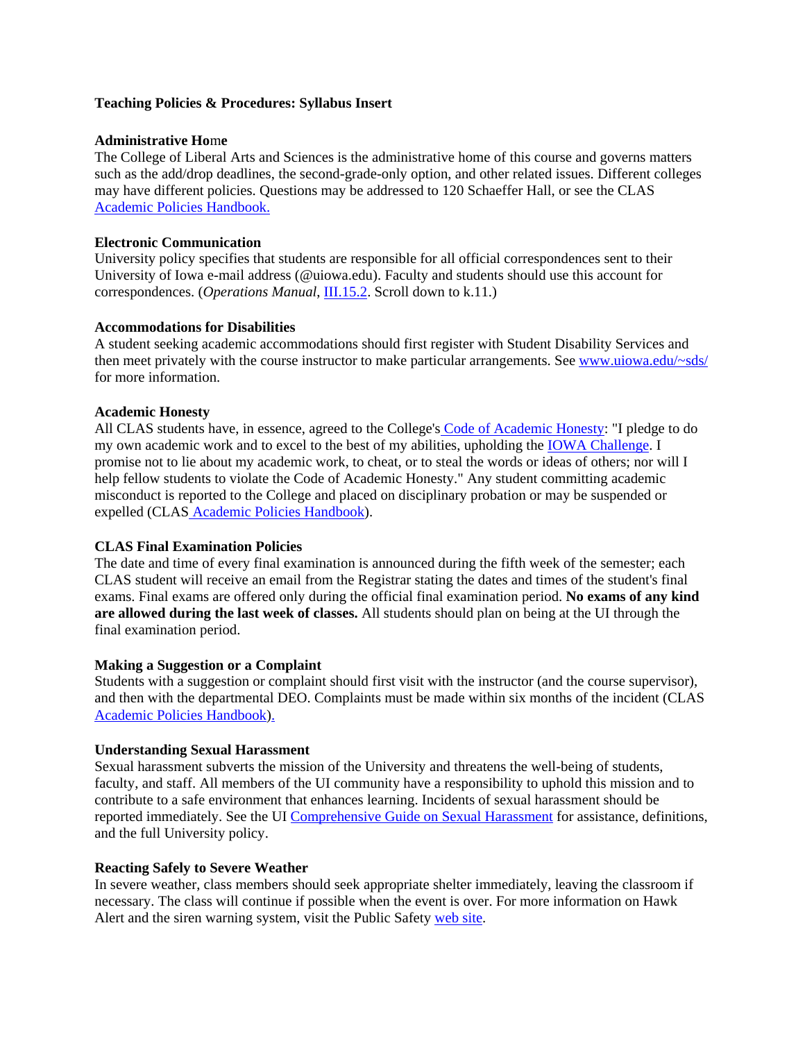**Teaching Policies & Procedures: Syllabus Insert**

**Administrative Home**

The College of Liberal Arts and Sciences is the administrative home of this course and governs matters such as the add/drop deadlines, the second-grade-only option, and other related issues. Different colleges may have different policies. Questions may be addressed to 120 Schaeffer Hall, or see the CLAS Academic Policies Handbook.

**Electronic Communication**

University policy specifies that students are responsible for all official correspondences sent to their University of Iowa e-mail address (@uiowa.edu). Faculty and students should use this account for correspondences. (*Operations Manual*, III.15.2. Scroll down to k.11.)

**Accommodations for Disabilities**

A student seeking academic accommodations should first register with Student Disability Services and then meet privately with the course instructor to make particular arrangements. See www.uiowa.edu/~sds/ for more information.

**Academic Honesty**

All CLAS students have, in essence, agreed to the College's Code of Academic Honesty: "I pledge to do my own academic work and to excel to the best of my abilities, upholding the IOWA Challenge. I promise not to lie about my academic work, to cheat, or to steal the words or ideas of others; nor will I help fellow students to violate the Code of Academic Honesty." Any student committing academic misconduct is reported to the College and placed on disciplinary probation or may be suspended or expelled (CLAS Academic Policies Handbook).

**CLAS Final Examination Policies**

The date and time of every final examination is announced during the fifth week of the semester; each CLAS student will receive an email from the Registrar stating the dates and times of the student's final exams. Final exams are offered only during the official final examination period. **No exams of any kind are allowed during the last week of classes.** All students should plan on being at the UI through the final examination period.

**Making a Suggestion or a Complaint**

Students with a suggestion or complaint should first visit with the instructor (and the course supervisor), and then with the departmental DEO. Complaints must be made within six months of the incident (CLAS Academic Policies Handbook).

**Understanding Sexual Harassment**

Sexual harassment subverts the mission of the University and threatens the well-being of students, faculty, and staff. All members of the UI community have a responsibility to uphold this mission and to contribute to a safe environment that enhances learning. Incidents of sexual harassment should be reported immediately. See the UI Comprehensive Guide on Sexual Harassment for assistance, definitions, and the full University policy.

**Reacting Safely to Severe Weather**

In severe weather, class members should seek appropriate shelter immediately, leaving the classroom if necessary. The class will continue if possible when the event is over. For more information on Hawk Alert and the siren warning system, visit the Public Safety web site.